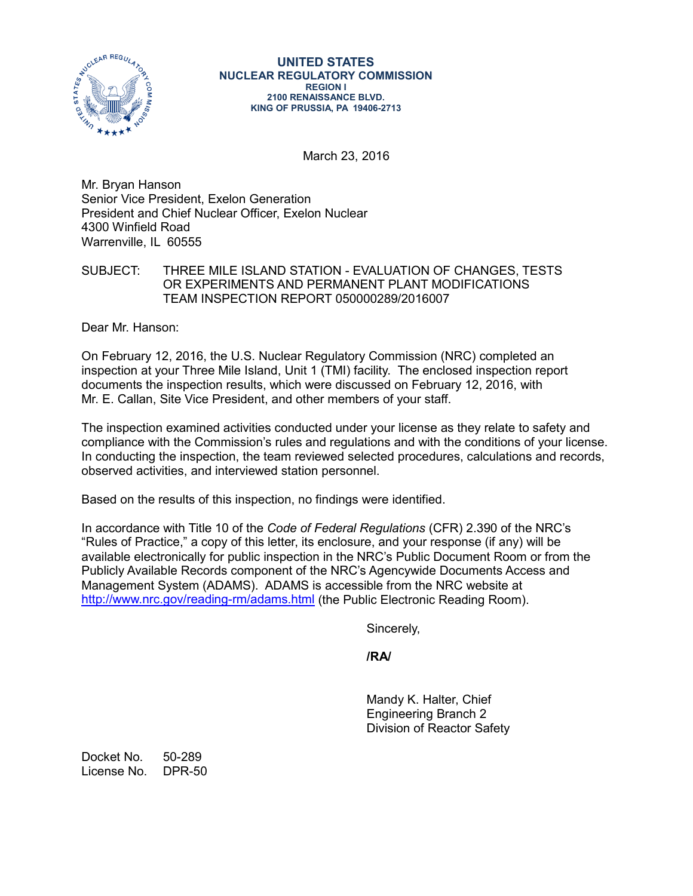UNITED STATES
NUCLEAR REGULATORY COMMISSION
REGION I
2100 RENAISSANCE BLVD.
KING OF PRUSSIA, PA 19406-2713

March 23, 2016

Mr. Bryan Hanson
Senior Vice President, Exelon Generation
President and Chief Nuclear Officer, Exelon Nuclear
4300 Winfield Road
Warrenville, IL 60555

SUBJECT: THREE MILE ISLAND STATION - EVALUATION OF CHANGES, TESTS OR EXPERIMENTS AND PERMANENT PLANT MODIFICATIONS TEAM INSPECTION REPORT 050000289/2016007

Dear Mr. Hanson:

On February 12, 2016, the U.S. Nuclear Regulatory Commission (NRC) completed an inspection at your Three Mile Island, Unit 1 (TMI) facility. The enclosed inspection report documents the inspection results, which were discussed on February 12, 2016, with Mr. E. Callan, Site Vice President, and other members of your staff.

The inspection examined activities conducted under your license as they relate to safety and compliance with the Commission's rules and regulations and with the conditions of your license. In conducting the inspection, the team reviewed selected procedures, calculations and records, observed activities, and interviewed station personnel.

Based on the results of this inspection, no findings were identified.

In accordance with Title 10 of the *Code of Federal Regulations* (CFR) 2.390 of the NRC's "Rules of Practice," a copy of this letter, its enclosure, and your response (if any) will be available electronically for public inspection in the NRC's Public Document Room or from the Publicly Available Records component of the NRC's Agencywide Documents Access and Management System (ADAMS). ADAMS is accessible from the NRC website at http://www.nrc.gov/reading-rm/adams.html (the Public Electronic Reading Room).

Sincerely,

**/RA/**

Mandy K. Halter, Chief
Engineering Branch 2
Division of Reactor Safety

Docket No. 50-289
License No. DPR-50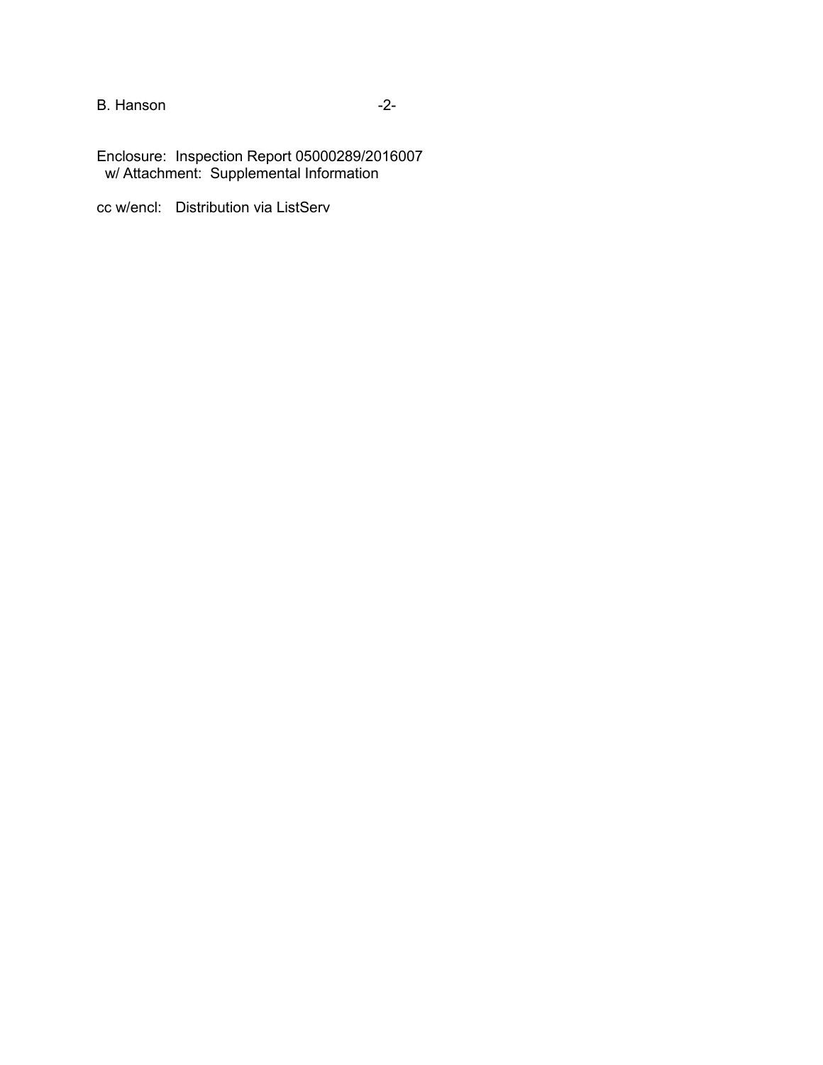Enclosure: Inspection Report 05000289/2016007
w/ Attachment: Supplemental Information

cc w/encl: Distribution via ListServ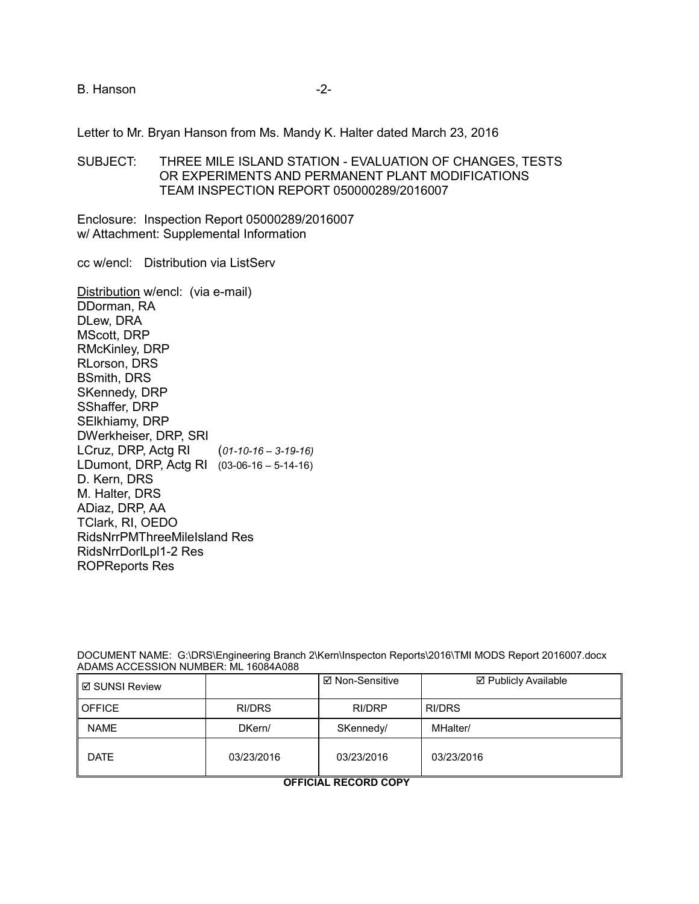Letter to Mr. Bryan Hanson from Ms. Mandy K. Halter dated March 23, 2016

SUBJECT: THREE MILE ISLAND STATION - EVALUATION OF CHANGES, TESTS OR EXPERIMENTS AND PERMANENT PLANT MODIFICATIONS TEAM INSPECTION REPORT 050000289/2016007

Enclosure: Inspection Report 05000289/2016007
w/ Attachment: Supplemental Information

cc w/encl: Distribution via ListServ

Distribution w/encl: (via e-mail)
DDorman, RA
DLew, DRA
MScott, DRP
RMcKinley, DRP
RLorson, DRS
BSmith, DRS
SKennedy, DRP
SShaffer, DRP
SElkhiamy, DRP
DWerkheiser, DRP, SRI
LCruz, DRP, Actg RI (*01-10-16 – 3-19-16)*
LDumont, DRP, Actg RI (03-06-16 – 5-14-16)
D. Kern, DRS
M. Halter, DRS
ADiaz, DRP, AA
TClark, RI, OEDO
RidsNrrPMThreeMileIsland Res
RidsNrrDorlLpl1-2 Res
ROPReports Res

DOCUMENT NAME: G:\DRS\Engineering Branch 2\Kern\Inspecton Reports\2016\TMI MODS Report 2016007.docx
ADAMS ACCESSION NUMBER: ML 16084A088

| ☑ SUNSI Review | | ☑ Non-Sensitive | ☑ Publicly Available |
|---|---|---|---|
| OFFICE | RI/DRS | RI/DRP | RI/DRS |
| NAME | DKern/ | SKennedy/ | MHalter/ |
| DATE | 03/23/2016 | 03/23/2016 | 03/23/2016 |

**OFFICIAL RECORD COPY**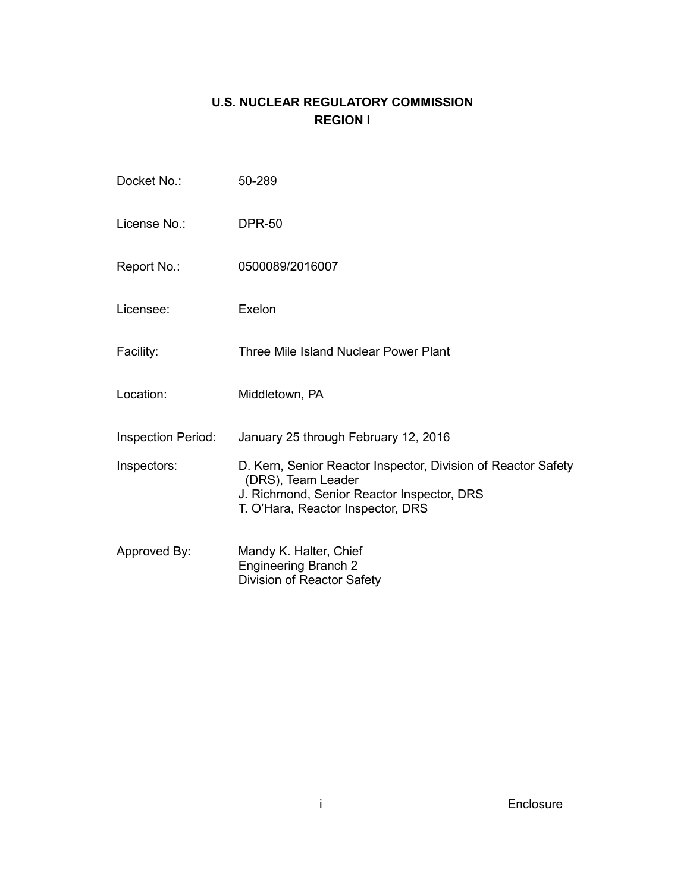# U.S. NUCLEAR REGULATORY COMMISSION
## REGION I

| | |
|---|---|
| Docket No.: | 50-289 |
| License No.: | DPR-50 |
| Report No.: | 0500089/2016007 |
| Licensee: | Exelon |
| Facility: | Three Mile Island Nuclear Power Plant |
| Location: | Middletown, PA |
| Inspection Period: | January 25 through February 12, 2016 |
| Inspectors: | D. Kern, Senior Reactor Inspector, Division of Reactor Safety (DRS), Team Leader<br>J. Richmond, Senior Reactor Inspector, DRS<br>T. O'Hara, Reactor Inspector, DRS |
| Approved By: | Mandy K. Halter, Chief<br>Engineering Branch 2<br>Division of Reactor Safety |

Enclosure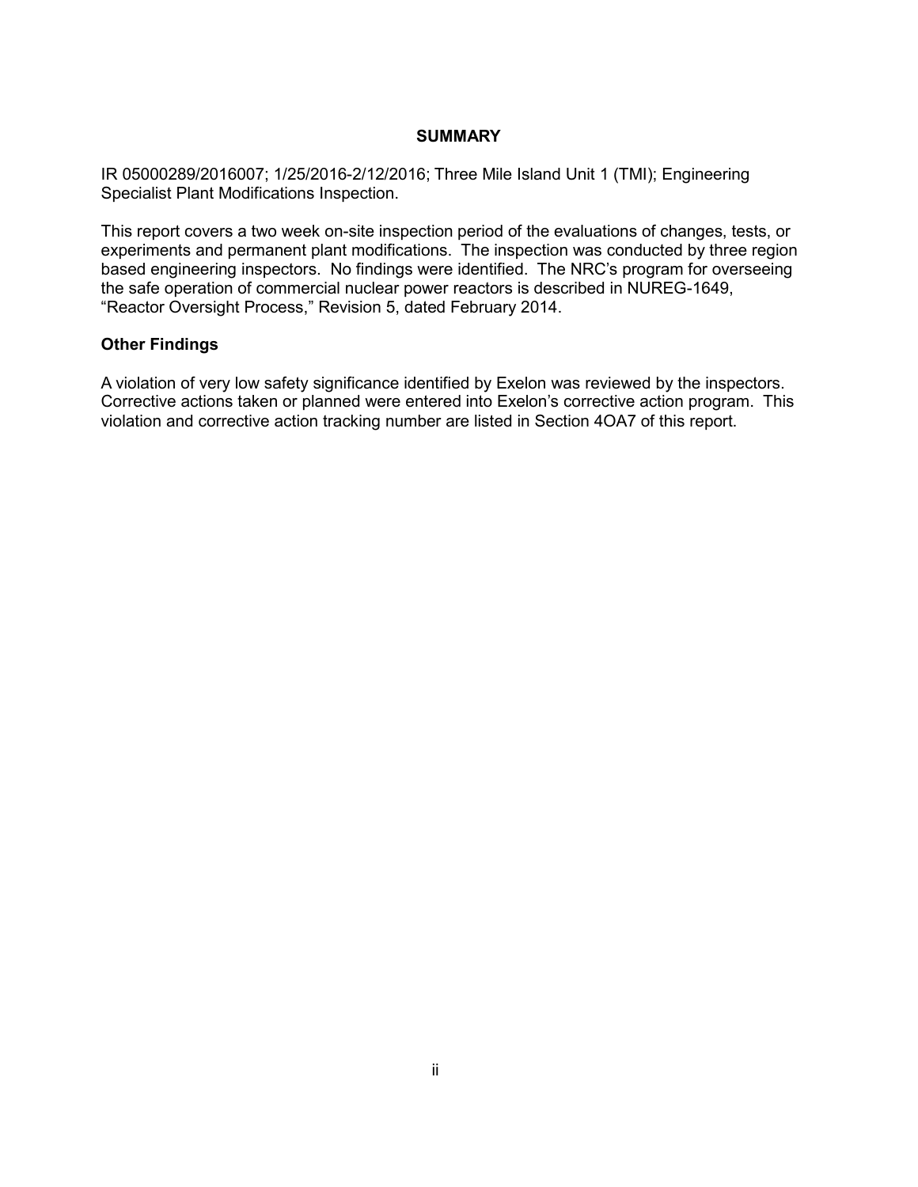# SUMMARY

IR 05000289/2016007; 1/25/2016-2/12/2016; Three Mile Island Unit 1 (TMI); Engineering Specialist Plant Modifications Inspection.

This report covers a two week on-site inspection period of the evaluations of changes, tests, or experiments and permanent plant modifications. The inspection was conducted by three region based engineering inspectors. No findings were identified. The NRC's program for overseeing the safe operation of commercial nuclear power reactors is described in NUREG-1649, "Reactor Oversight Process," Revision 5, dated February 2014.

## Other Findings

A violation of very low safety significance identified by Exelon was reviewed by the inspectors. Corrective actions taken or planned were entered into Exelon's corrective action program. This violation and corrective action tracking number are listed in Section 4OA7 of this report.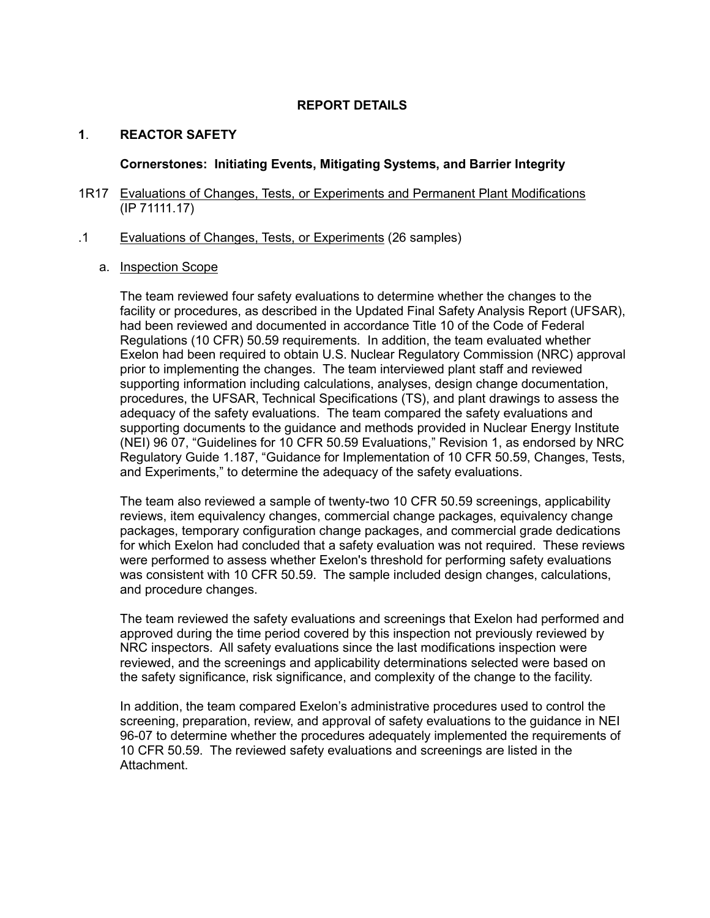## REPORT DETAILS

### 1. REACTOR SAFETY

**Cornerstones: Initiating Events, Mitigating Systems, and Barrier Integrity**

1R17 Evaluations of Changes, Tests, or Experiments and Permanent Plant Modifications (IP 71111.17)

.1 Evaluations of Changes, Tests, or Experiments (26 samples)

a. Inspection Scope

The team reviewed four safety evaluations to determine whether the changes to the facility or procedures, as described in the Updated Final Safety Analysis Report (UFSAR), had been reviewed and documented in accordance Title 10 of the Code of Federal Regulations (10 CFR) 50.59 requirements. In addition, the team evaluated whether Exelon had been required to obtain U.S. Nuclear Regulatory Commission (NRC) approval prior to implementing the changes. The team interviewed plant staff and reviewed supporting information including calculations, analyses, design change documentation, procedures, the UFSAR, Technical Specifications (TS), and plant drawings to assess the adequacy of the safety evaluations. The team compared the safety evaluations and supporting documents to the guidance and methods provided in Nuclear Energy Institute (NEI) 96 07, "Guidelines for 10 CFR 50.59 Evaluations," Revision 1, as endorsed by NRC Regulatory Guide 1.187, "Guidance for Implementation of 10 CFR 50.59, Changes, Tests, and Experiments," to determine the adequacy of the safety evaluations.

The team also reviewed a sample of twenty-two 10 CFR 50.59 screenings, applicability reviews, item equivalency changes, commercial change packages, equivalency change packages, temporary configuration change packages, and commercial grade dedications for which Exelon had concluded that a safety evaluation was not required. These reviews were performed to assess whether Exelon's threshold for performing safety evaluations was consistent with 10 CFR 50.59. The sample included design changes, calculations, and procedure changes.

The team reviewed the safety evaluations and screenings that Exelon had performed and approved during the time period covered by this inspection not previously reviewed by NRC inspectors. All safety evaluations since the last modifications inspection were reviewed, and the screenings and applicability determinations selected were based on the safety significance, risk significance, and complexity of the change to the facility.

In addition, the team compared Exelon's administrative procedures used to control the screening, preparation, review, and approval of safety evaluations to the guidance in NEI 96-07 to determine whether the procedures adequately implemented the requirements of 10 CFR 50.59. The reviewed safety evaluations and screenings are listed in the Attachment.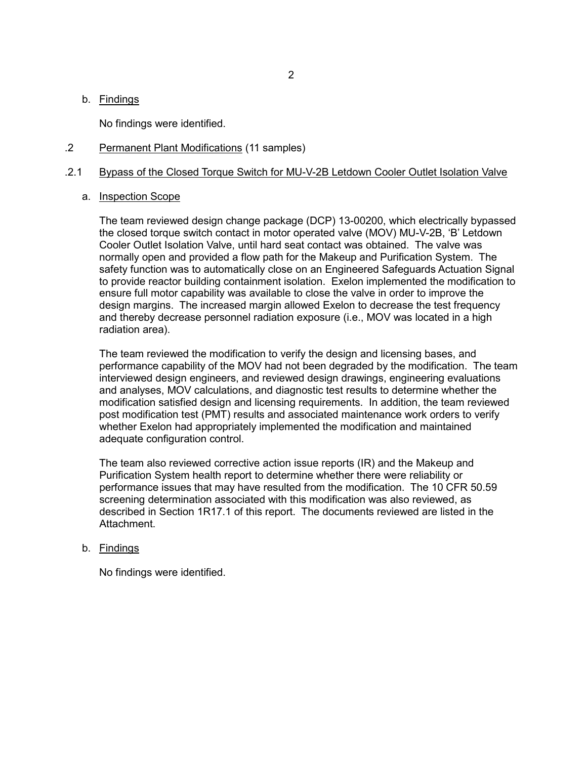b. Findings

No findings were identified.

.2 Permanent Plant Modifications (11 samples)

.2.1 Bypass of the Closed Torque Switch for MU-V-2B Letdown Cooler Outlet Isolation Valve

a. Inspection Scope

The team reviewed design change package (DCP) 13-00200, which electrically bypassed the closed torque switch contact in motor operated valve (MOV) MU-V-2B, 'B' Letdown Cooler Outlet Isolation Valve, until hard seat contact was obtained. The valve was normally open and provided a flow path for the Makeup and Purification System. The safety function was to automatically close on an Engineered Safeguards Actuation Signal to provide reactor building containment isolation. Exelon implemented the modification to ensure full motor capability was available to close the valve in order to improve the design margins. The increased margin allowed Exelon to decrease the test frequency and thereby decrease personnel radiation exposure (i.e., MOV was located in a high radiation area).

The team reviewed the modification to verify the design and licensing bases, and performance capability of the MOV had not been degraded by the modification. The team interviewed design engineers, and reviewed design drawings, engineering evaluations and analyses, MOV calculations, and diagnostic test results to determine whether the modification satisfied design and licensing requirements. In addition, the team reviewed post modification test (PMT) results and associated maintenance work orders to verify whether Exelon had appropriately implemented the modification and maintained adequate configuration control.

The team also reviewed corrective action issue reports (IR) and the Makeup and Purification System health report to determine whether there were reliability or performance issues that may have resulted from the modification. The 10 CFR 50.59 screening determination associated with this modification was also reviewed, as described in Section 1R17.1 of this report. The documents reviewed are listed in the Attachment.

b. Findings

No findings were identified.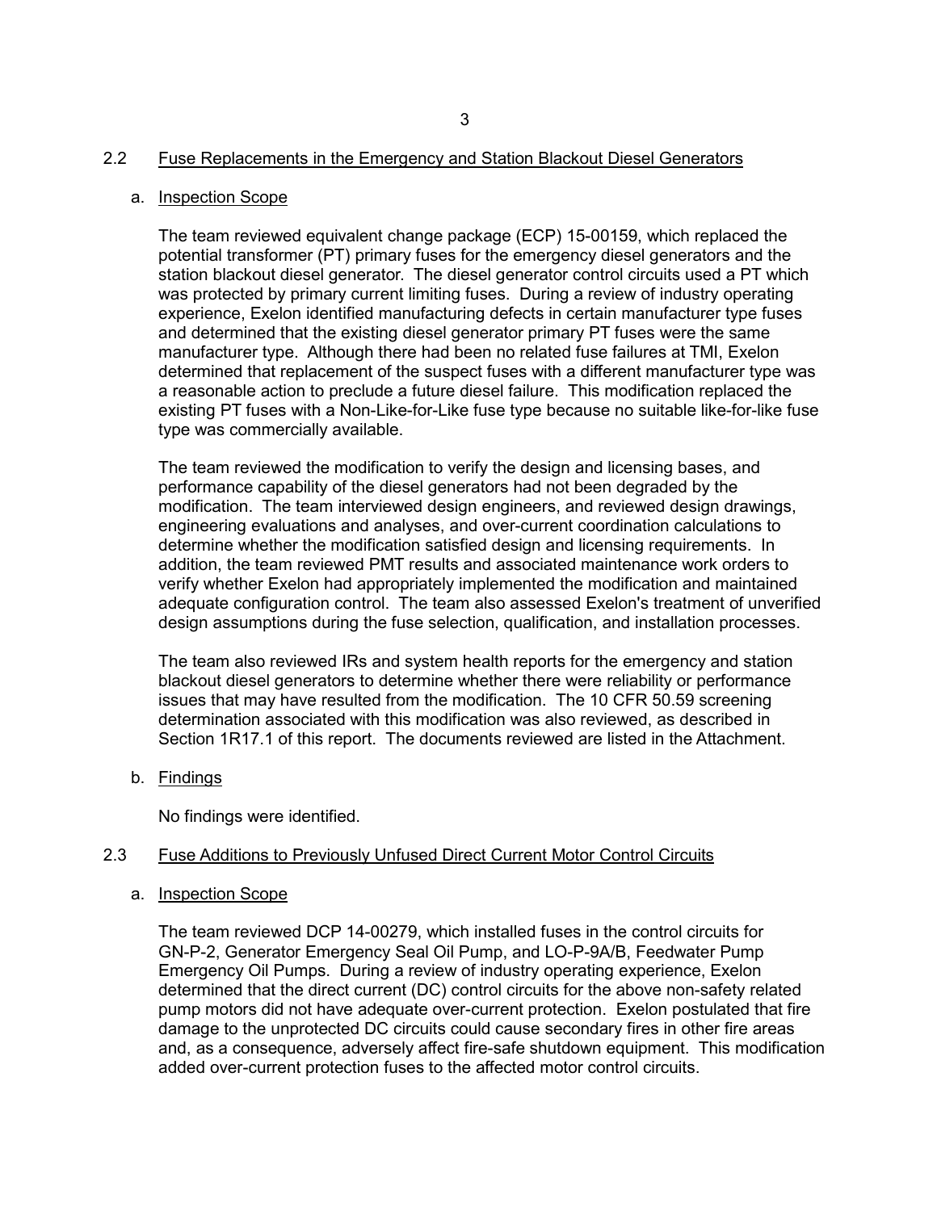## 2.2 Fuse Replacements in the Emergency and Station Blackout Diesel Generators

### a. Inspection Scope

The team reviewed equivalent change package (ECP) 15-00159, which replaced the potential transformer (PT) primary fuses for the emergency diesel generators and the station blackout diesel generator. The diesel generator control circuits used a PT which was protected by primary current limiting fuses. During a review of industry operating experience, Exelon identified manufacturing defects in certain manufacturer type fuses and determined that the existing diesel generator primary PT fuses were the same manufacturer type. Although there had been no related fuse failures at TMI, Exelon determined that replacement of the suspect fuses with a different manufacturer type was a reasonable action to preclude a future diesel failure. This modification replaced the existing PT fuses with a Non-Like-for-Like fuse type because no suitable like-for-like fuse type was commercially available.

The team reviewed the modification to verify the design and licensing bases, and performance capability of the diesel generators had not been degraded by the modification. The team interviewed design engineers, and reviewed design drawings, engineering evaluations and analyses, and over-current coordination calculations to determine whether the modification satisfied design and licensing requirements. In addition, the team reviewed PMT results and associated maintenance work orders to verify whether Exelon had appropriately implemented the modification and maintained adequate configuration control. The team also assessed Exelon's treatment of unverified design assumptions during the fuse selection, qualification, and installation processes.

The team also reviewed IRs and system health reports for the emergency and station blackout diesel generators to determine whether there were reliability or performance issues that may have resulted from the modification. The 10 CFR 50.59 screening determination associated with this modification was also reviewed, as described in Section 1R17.1 of this report. The documents reviewed are listed in the Attachment.

### b. Findings

No findings were identified.

## 2.3 Fuse Additions to Previously Unfused Direct Current Motor Control Circuits

### a. Inspection Scope

The team reviewed DCP 14-00279, which installed fuses in the control circuits for GN-P-2, Generator Emergency Seal Oil Pump, and LO-P-9A/B, Feedwater Pump Emergency Oil Pumps. During a review of industry operating experience, Exelon determined that the direct current (DC) control circuits for the above non-safety related pump motors did not have adequate over-current protection. Exelon postulated that fire damage to the unprotected DC circuits could cause secondary fires in other fire areas and, as a consequence, adversely affect fire-safe shutdown equipment. This modification added over-current protection fuses to the affected motor control circuits.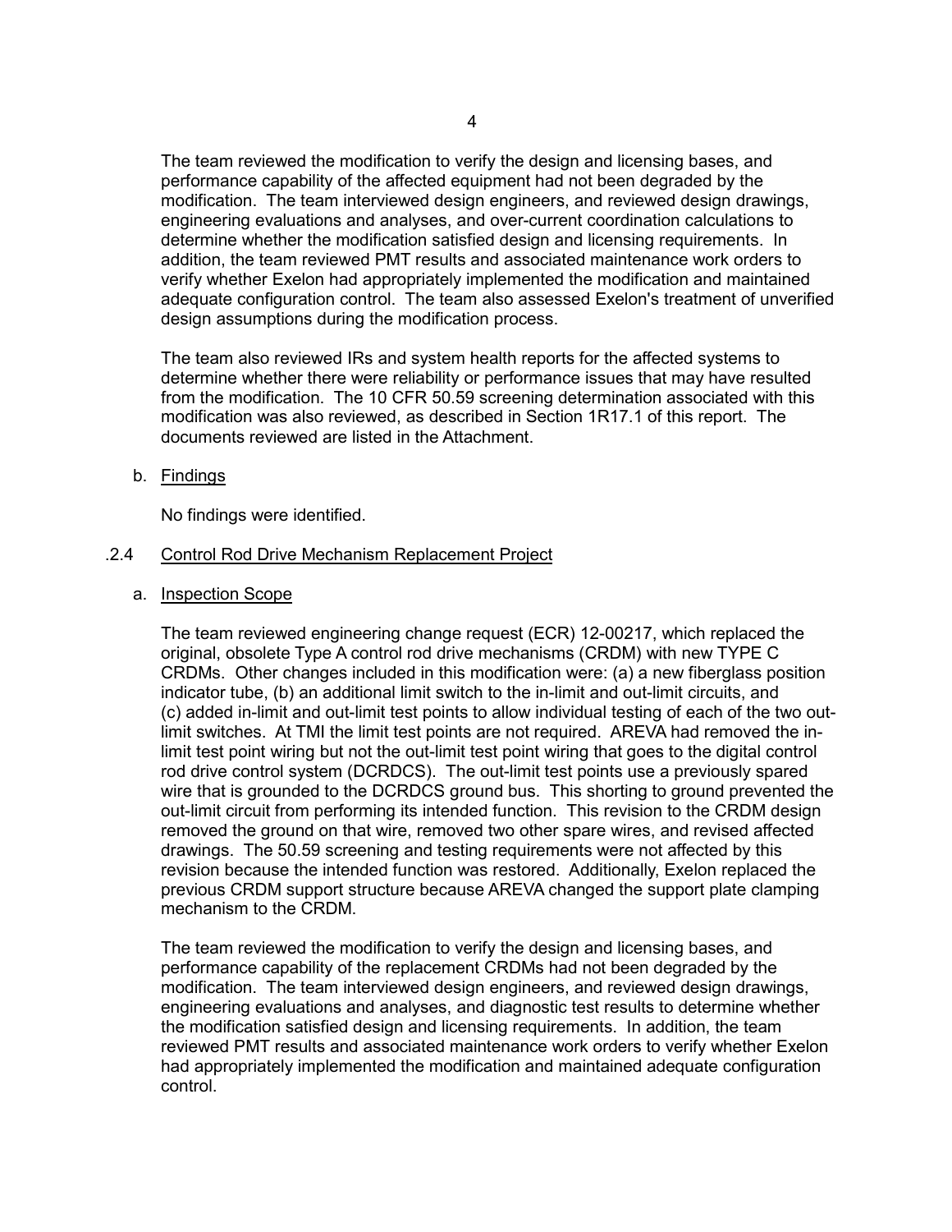The team reviewed the modification to verify the design and licensing bases, and performance capability of the affected equipment had not been degraded by the modification. The team interviewed design engineers, and reviewed design drawings, engineering evaluations and analyses, and over-current coordination calculations to determine whether the modification satisfied design and licensing requirements. In addition, the team reviewed PMT results and associated maintenance work orders to verify whether Exelon had appropriately implemented the modification and maintained adequate configuration control. The team also assessed Exelon's treatment of unverified design assumptions during the modification process.

The team also reviewed IRs and system health reports for the affected systems to determine whether there were reliability or performance issues that may have resulted from the modification. The 10 CFR 50.59 screening determination associated with this modification was also reviewed, as described in Section 1R17.1 of this report. The documents reviewed are listed in the Attachment.

b. Findings

No findings were identified.

### .2.4 Control Rod Drive Mechanism Replacement Project

a. Inspection Scope

The team reviewed engineering change request (ECR) 12-00217, which replaced the original, obsolete Type A control rod drive mechanisms (CRDM) with new TYPE C CRDMs. Other changes included in this modification were: (a) a new fiberglass position indicator tube, (b) an additional limit switch to the in-limit and out-limit circuits, and (c) added in-limit and out-limit test points to allow individual testing of each of the two out-limit switches. At TMI the limit test points are not required. AREVA had removed the in-limit test point wiring but not the out-limit test point wiring that goes to the digital control rod drive control system (DCRDCS). The out-limit test points use a previously spared wire that is grounded to the DCRDCS ground bus. This shorting to ground prevented the out-limit circuit from performing its intended function. This revision to the CRDM design removed the ground on that wire, removed two other spare wires, and revised affected drawings. The 50.59 screening and testing requirements were not affected by this revision because the intended function was restored. Additionally, Exelon replaced the previous CRDM support structure because AREVA changed the support plate clamping mechanism to the CRDM.

The team reviewed the modification to verify the design and licensing bases, and performance capability of the replacement CRDMs had not been degraded by the modification. The team interviewed design engineers, and reviewed design drawings, engineering evaluations and analyses, and diagnostic test results to determine whether the modification satisfied design and licensing requirements. In addition, the team reviewed PMT results and associated maintenance work orders to verify whether Exelon had appropriately implemented the modification and maintained adequate configuration control.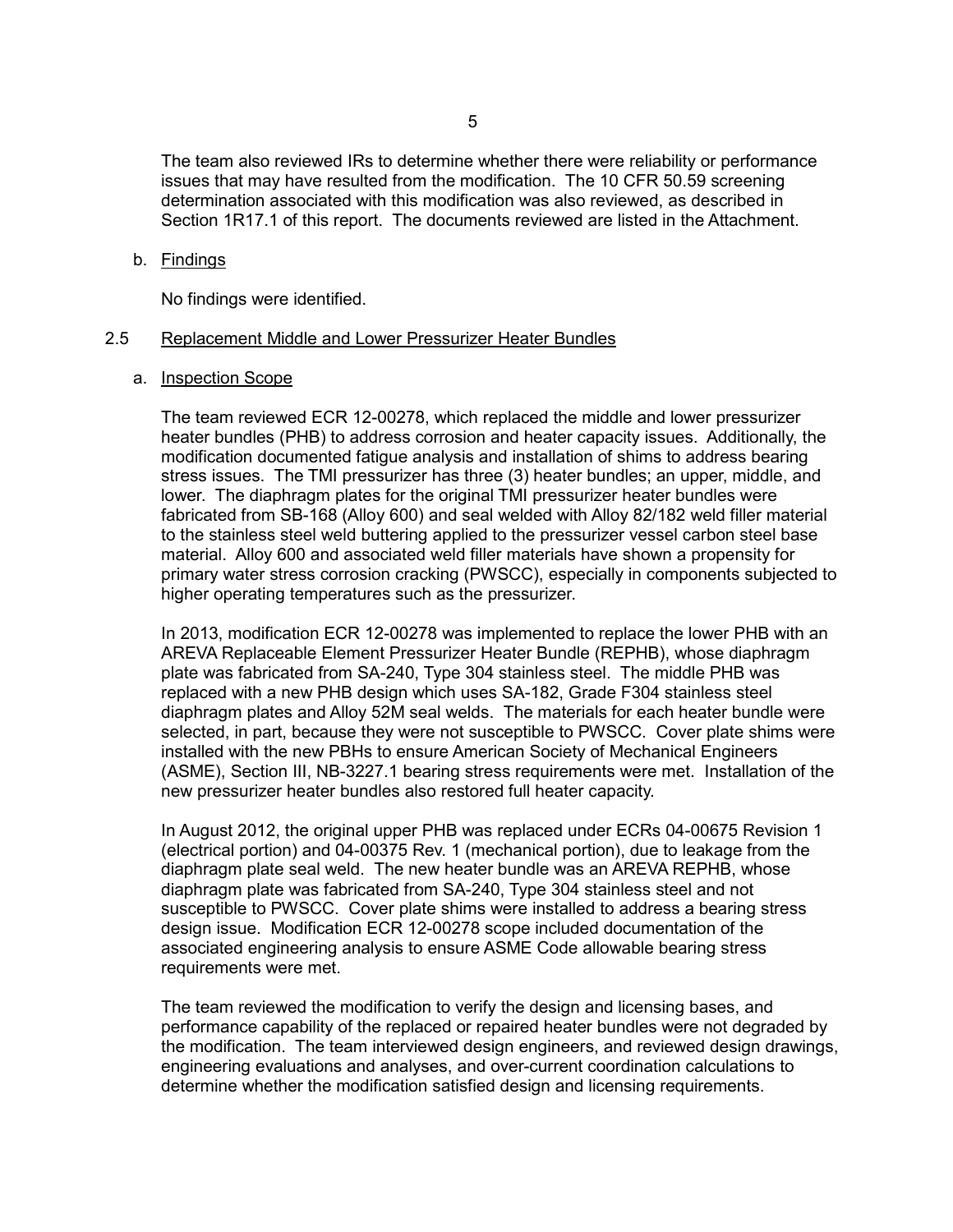The team also reviewed IRs to determine whether there were reliability or performance issues that may have resulted from the modification. The 10 CFR 50.59 screening determination associated with this modification was also reviewed, as described in Section 1R17.1 of this report. The documents reviewed are listed in the Attachment.

b. Findings

No findings were identified.

2.5 Replacement Middle and Lower Pressurizer Heater Bundles

a. Inspection Scope

The team reviewed ECR 12-00278, which replaced the middle and lower pressurizer heater bundles (PHB) to address corrosion and heater capacity issues. Additionally, the modification documented fatigue analysis and installation of shims to address bearing stress issues. The TMI pressurizer has three (3) heater bundles; an upper, middle, and lower. The diaphragm plates for the original TMI pressurizer heater bundles were fabricated from SB-168 (Alloy 600) and seal welded with Alloy 82/182 weld filler material to the stainless steel weld buttering applied to the pressurizer vessel carbon steel base material. Alloy 600 and associated weld filler materials have shown a propensity for primary water stress corrosion cracking (PWSCC), especially in components subjected to higher operating temperatures such as the pressurizer.

In 2013, modification ECR 12-00278 was implemented to replace the lower PHB with an AREVA Replaceable Element Pressurizer Heater Bundle (REPHB), whose diaphragm plate was fabricated from SA-240, Type 304 stainless steel. The middle PHB was replaced with a new PHB design which uses SA-182, Grade F304 stainless steel diaphragm plates and Alloy 52M seal welds. The materials for each heater bundle were selected, in part, because they were not susceptible to PWSCC. Cover plate shims were installed with the new PBHs to ensure American Society of Mechanical Engineers (ASME), Section III, NB-3227.1 bearing stress requirements were met. Installation of the new pressurizer heater bundles also restored full heater capacity.

In August 2012, the original upper PHB was replaced under ECRs 04-00675 Revision 1 (electrical portion) and 04-00375 Rev. 1 (mechanical portion), due to leakage from the diaphragm plate seal weld. The new heater bundle was an AREVA REPHB, whose diaphragm plate was fabricated from SA-240, Type 304 stainless steel and not susceptible to PWSCC. Cover plate shims were installed to address a bearing stress design issue. Modification ECR 12-00278 scope included documentation of the associated engineering analysis to ensure ASME Code allowable bearing stress requirements were met.

The team reviewed the modification to verify the design and licensing bases, and performance capability of the replaced or repaired heater bundles were not degraded by the modification. The team interviewed design engineers, and reviewed design drawings, engineering evaluations and analyses, and over-current coordination calculations to determine whether the modification satisfied design and licensing requirements.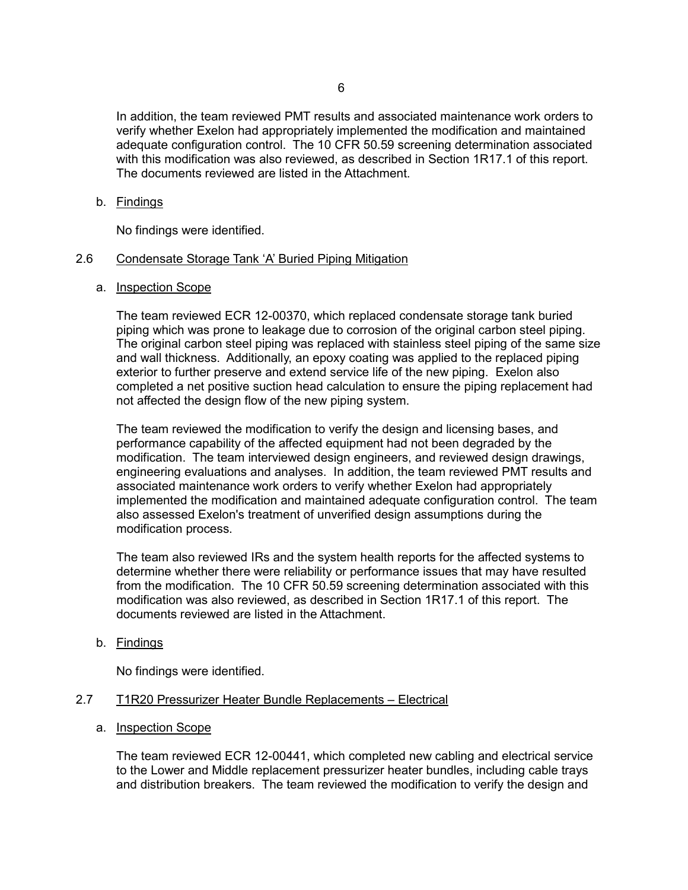In addition, the team reviewed PMT results and associated maintenance work orders to verify whether Exelon had appropriately implemented the modification and maintained adequate configuration control. The 10 CFR 50.59 screening determination associated with this modification was also reviewed, as described in Section 1R17.1 of this report. The documents reviewed are listed in the Attachment.

b. Findings

No findings were identified.

### 2.6 Condensate Storage Tank 'A' Buried Piping Mitigation

a. Inspection Scope

The team reviewed ECR 12-00370, which replaced condensate storage tank buried piping which was prone to leakage due to corrosion of the original carbon steel piping. The original carbon steel piping was replaced with stainless steel piping of the same size and wall thickness. Additionally, an epoxy coating was applied to the replaced piping exterior to further preserve and extend service life of the new piping. Exelon also completed a net positive suction head calculation to ensure the piping replacement had not affected the design flow of the new piping system.

The team reviewed the modification to verify the design and licensing bases, and performance capability of the affected equipment had not been degraded by the modification. The team interviewed design engineers, and reviewed design drawings, engineering evaluations and analyses. In addition, the team reviewed PMT results and associated maintenance work orders to verify whether Exelon had appropriately implemented the modification and maintained adequate configuration control. The team also assessed Exelon's treatment of unverified design assumptions during the modification process.

The team also reviewed IRs and the system health reports for the affected systems to determine whether there were reliability or performance issues that may have resulted from the modification. The 10 CFR 50.59 screening determination associated with this modification was also reviewed, as described in Section 1R17.1 of this report. The documents reviewed are listed in the Attachment.

b. Findings

No findings were identified.

### 2.7 T1R20 Pressurizer Heater Bundle Replacements – Electrical

a. Inspection Scope

The team reviewed ECR 12-00441, which completed new cabling and electrical service to the Lower and Middle replacement pressurizer heater bundles, including cable trays and distribution breakers. The team reviewed the modification to verify the design and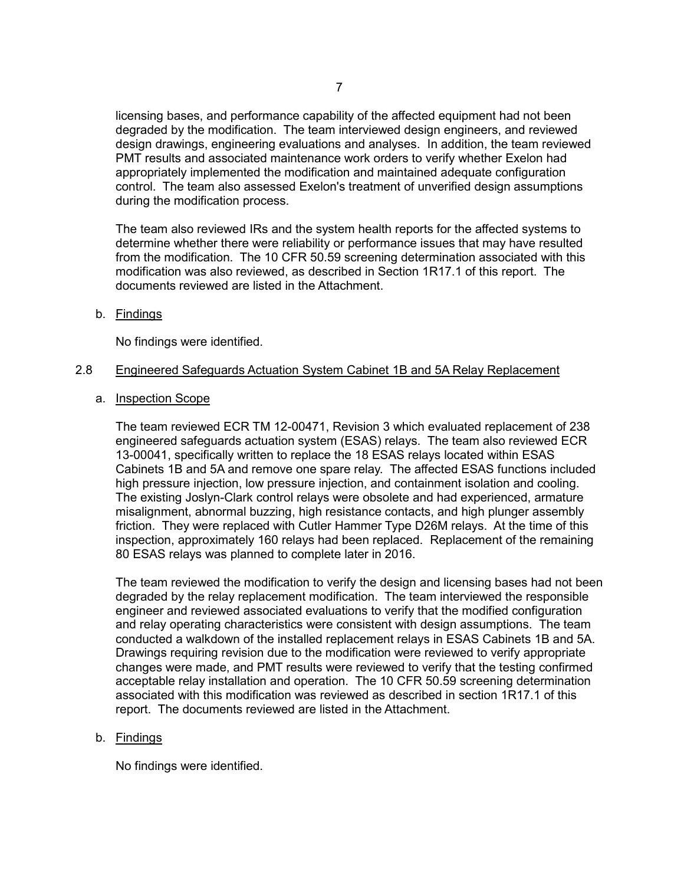licensing bases, and performance capability of the affected equipment had not been degraded by the modification. The team interviewed design engineers, and reviewed design drawings, engineering evaluations and analyses. In addition, the team reviewed PMT results and associated maintenance work orders to verify whether Exelon had appropriately implemented the modification and maintained adequate configuration control. The team also assessed Exelon's treatment of unverified design assumptions during the modification process.

The team also reviewed IRs and the system health reports for the affected systems to determine whether there were reliability or performance issues that may have resulted from the modification. The 10 CFR 50.59 screening determination associated with this modification was also reviewed, as described in Section 1R17.1 of this report. The documents reviewed are listed in the Attachment.

b. Findings

No findings were identified.

2.8 Engineered Safeguards Actuation System Cabinet 1B and 5A Relay Replacement

a. Inspection Scope

The team reviewed ECR TM 12-00471, Revision 3 which evaluated replacement of 238 engineered safeguards actuation system (ESAS) relays. The team also reviewed ECR 13-00041, specifically written to replace the 18 ESAS relays located within ESAS Cabinets 1B and 5A and remove one spare relay. The affected ESAS functions included high pressure injection, low pressure injection, and containment isolation and cooling. The existing Joslyn-Clark control relays were obsolete and had experienced, armature misalignment, abnormal buzzing, high resistance contacts, and high plunger assembly friction. They were replaced with Cutler Hammer Type D26M relays. At the time of this inspection, approximately 160 relays had been replaced. Replacement of the remaining 80 ESAS relays was planned to complete later in 2016.

The team reviewed the modification to verify the design and licensing bases had not been degraded by the relay replacement modification. The team interviewed the responsible engineer and reviewed associated evaluations to verify that the modified configuration and relay operating characteristics were consistent with design assumptions. The team conducted a walkdown of the installed replacement relays in ESAS Cabinets 1B and 5A. Drawings requiring revision due to the modification were reviewed to verify appropriate changes were made, and PMT results were reviewed to verify that the testing confirmed acceptable relay installation and operation. The 10 CFR 50.59 screening determination associated with this modification was reviewed as described in section 1R17.1 of this report. The documents reviewed are listed in the Attachment.

b. Findings

No findings were identified.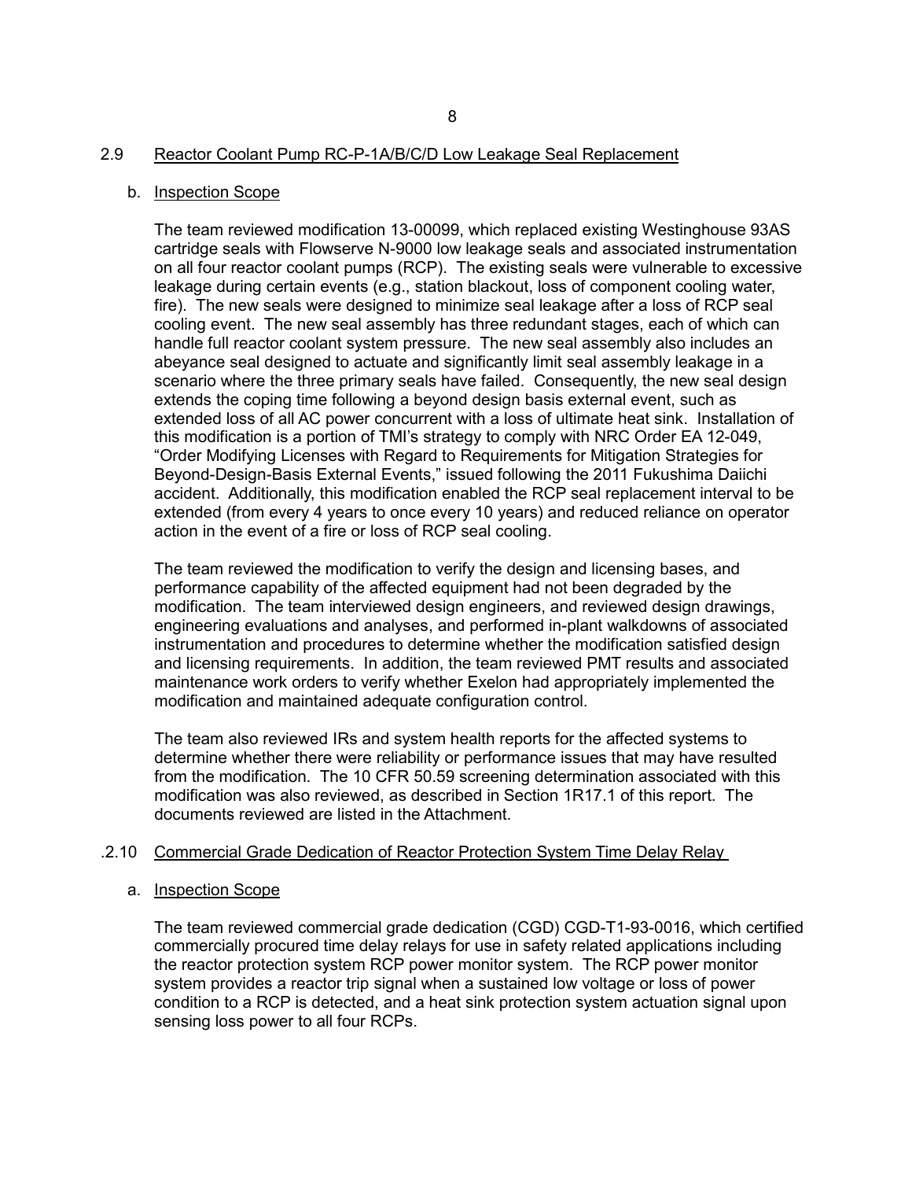### 2.9 Reactor Coolant Pump RC-P-1A/B/C/D Low Leakage Seal Replacement

#### b. Inspection Scope

The team reviewed modification 13-00099, which replaced existing Westinghouse 93AS cartridge seals with Flowserve N-9000 low leakage seals and associated instrumentation on all four reactor coolant pumps (RCP). The existing seals were vulnerable to excessive leakage during certain events (e.g., station blackout, loss of component cooling water, fire). The new seals were designed to minimize seal leakage after a loss of RCP seal cooling event. The new seal assembly has three redundant stages, each of which can handle full reactor coolant system pressure. The new seal assembly also includes an abeyance seal designed to actuate and significantly limit seal assembly leakage in a scenario where the three primary seals have failed. Consequently, the new seal design extends the coping time following a beyond design basis external event, such as extended loss of all AC power concurrent with a loss of ultimate heat sink. Installation of this modification is a portion of TMI's strategy to comply with NRC Order EA 12-049, "Order Modifying Licenses with Regard to Requirements for Mitigation Strategies for Beyond-Design-Basis External Events," issued following the 2011 Fukushima Daiichi accident. Additionally, this modification enabled the RCP seal replacement interval to be extended (from every 4 years to once every 10 years) and reduced reliance on operator action in the event of a fire or loss of RCP seal cooling.

The team reviewed the modification to verify the design and licensing bases, and performance capability of the affected equipment had not been degraded by the modification. The team interviewed design engineers, and reviewed design drawings, engineering evaluations and analyses, and performed in-plant walkdowns of associated instrumentation and procedures to determine whether the modification satisfied design and licensing requirements. In addition, the team reviewed PMT results and associated maintenance work orders to verify whether Exelon had appropriately implemented the modification and maintained adequate configuration control.

The team also reviewed IRs and system health reports for the affected systems to determine whether there were reliability or performance issues that may have resulted from the modification. The 10 CFR 50.59 screening determination associated with this modification was also reviewed, as described in Section 1R17.1 of this report. The documents reviewed are listed in the Attachment.

### .2.10 Commercial Grade Dedication of Reactor Protection System Time Delay Relay

#### a. Inspection Scope

The team reviewed commercial grade dedication (CGD) CGD-T1-93-0016, which certified commercially procured time delay relays for use in safety related applications including the reactor protection system RCP power monitor system. The RCP power monitor system provides a reactor trip signal when a sustained low voltage or loss of power condition to a RCP is detected, and a heat sink protection system actuation signal upon sensing loss power to all four RCPs.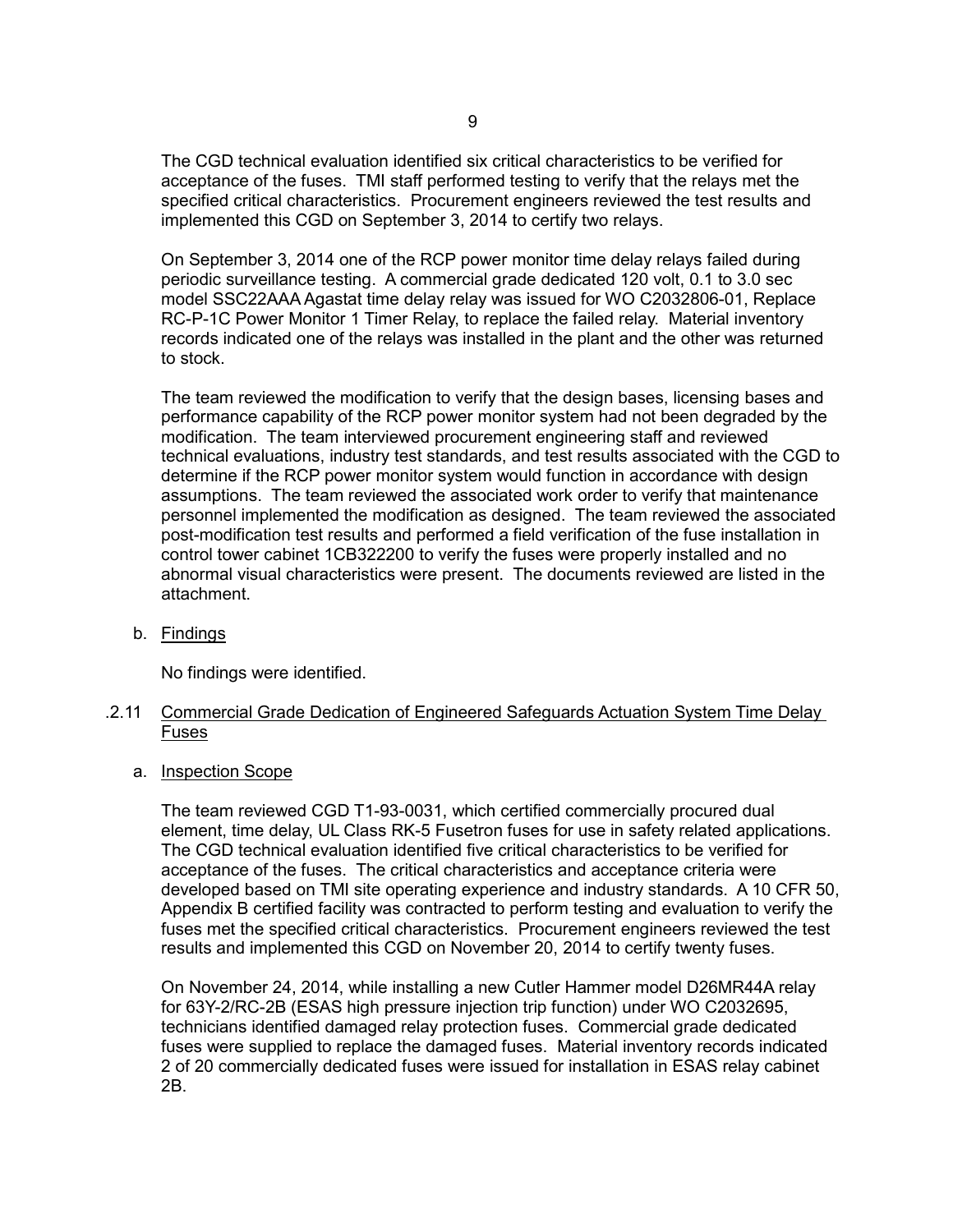The CGD technical evaluation identified six critical characteristics to be verified for acceptance of the fuses. TMI staff performed testing to verify that the relays met the specified critical characteristics. Procurement engineers reviewed the test results and implemented this CGD on September 3, 2014 to certify two relays.

On September 3, 2014 one of the RCP power monitor time delay relays failed during periodic surveillance testing. A commercial grade dedicated 120 volt, 0.1 to 3.0 sec model SSC22AAA Agastat time delay relay was issued for WO C2032806-01, Replace RC-P-1C Power Monitor 1 Timer Relay, to replace the failed relay. Material inventory records indicated one of the relays was installed in the plant and the other was returned to stock.

The team reviewed the modification to verify that the design bases, licensing bases and performance capability of the RCP power monitor system had not been degraded by the modification. The team interviewed procurement engineering staff and reviewed technical evaluations, industry test standards, and test results associated with the CGD to determine if the RCP power monitor system would function in accordance with design assumptions. The team reviewed the associated work order to verify that maintenance personnel implemented the modification as designed. The team reviewed the associated post-modification test results and performed a field verification of the fuse installation in control tower cabinet 1CB322200 to verify the fuses were properly installed and no abnormal visual characteristics were present. The documents reviewed are listed in the attachment.

b. Findings

No findings were identified.

### .2.11 Commercial Grade Dedication of Engineered Safeguards Actuation System Time Delay Fuses

a. Inspection Scope

The team reviewed CGD T1-93-0031, which certified commercially procured dual element, time delay, UL Class RK-5 Fusetron fuses for use in safety related applications. The CGD technical evaluation identified five critical characteristics to be verified for acceptance of the fuses. The critical characteristics and acceptance criteria were developed based on TMI site operating experience and industry standards. A 10 CFR 50, Appendix B certified facility was contracted to perform testing and evaluation to verify the fuses met the specified critical characteristics. Procurement engineers reviewed the test results and implemented this CGD on November 20, 2014 to certify twenty fuses.

On November 24, 2014, while installing a new Cutler Hammer model D26MR44A relay for 63Y-2/RC-2B (ESAS high pressure injection trip function) under WO C2032695, technicians identified damaged relay protection fuses. Commercial grade dedicated fuses were supplied to replace the damaged fuses. Material inventory records indicated 2 of 20 commercially dedicated fuses were issued for installation in ESAS relay cabinet 2B.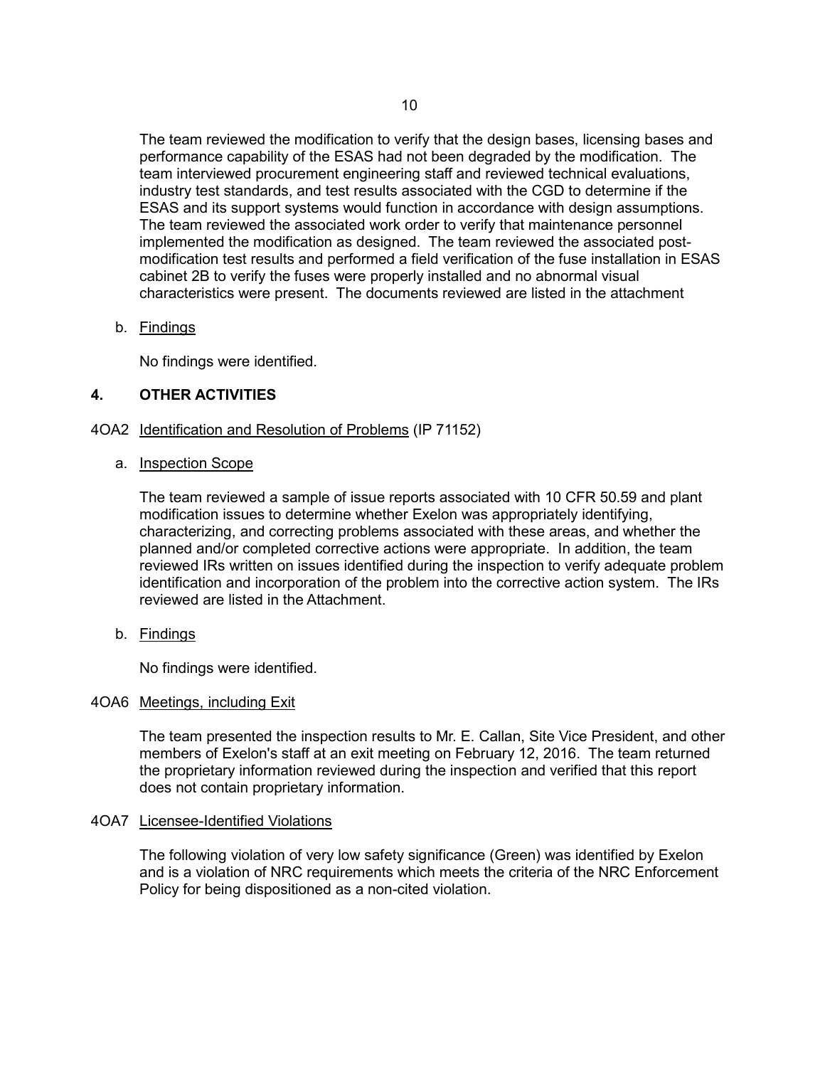The team reviewed the modification to verify that the design bases, licensing bases and performance capability of the ESAS had not been degraded by the modification. The team interviewed procurement engineering staff and reviewed technical evaluations, industry test standards, and test results associated with the CGD to determine if the ESAS and its support systems would function in accordance with design assumptions. The team reviewed the associated work order to verify that maintenance personnel implemented the modification as designed. The team reviewed the associated post-modification test results and performed a field verification of the fuse installation in ESAS cabinet 2B to verify the fuses were properly installed and no abnormal visual characteristics were present. The documents reviewed are listed in the attachment

b. Findings

No findings were identified.

## 4. OTHER ACTIVITIES

### 4OA2 Identification and Resolution of Problems (IP 71152)

a. Inspection Scope

The team reviewed a sample of issue reports associated with 10 CFR 50.59 and plant modification issues to determine whether Exelon was appropriately identifying, characterizing, and correcting problems associated with these areas, and whether the planned and/or completed corrective actions were appropriate. In addition, the team reviewed IRs written on issues identified during the inspection to verify adequate problem identification and incorporation of the problem into the corrective action system. The IRs reviewed are listed in the Attachment.

b. Findings

No findings were identified.

### 4OA6 Meetings, including Exit

The team presented the inspection results to Mr. E. Callan, Site Vice President, and other members of Exelon's staff at an exit meeting on February 12, 2016. The team returned the proprietary information reviewed during the inspection and verified that this report does not contain proprietary information.

### 4OA7 Licensee-Identified Violations

The following violation of very low safety significance (Green) was identified by Exelon and is a violation of NRC requirements which meets the criteria of the NRC Enforcement Policy for being dispositioned as a non-cited violation.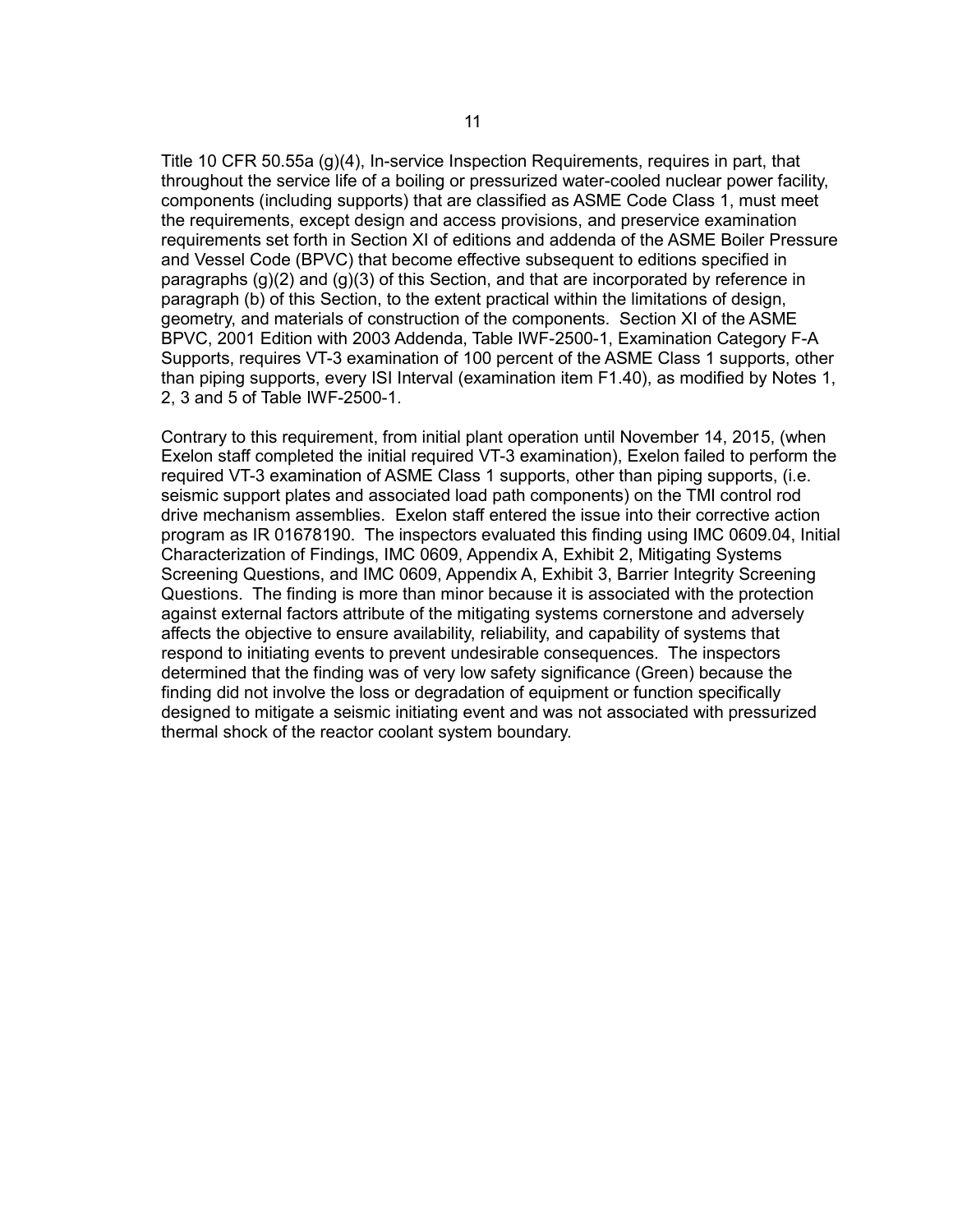Title 10 CFR 50.55a (g)(4), In-service Inspection Requirements, requires in part, that throughout the service life of a boiling or pressurized water-cooled nuclear power facility, components (including supports) that are classified as ASME Code Class 1, must meet the requirements, except design and access provisions, and preservice examination requirements set forth in Section XI of editions and addenda of the ASME Boiler Pressure and Vessel Code (BPVC) that become effective subsequent to editions specified in paragraphs (g)(2) and (g)(3) of this Section, and that are incorporated by reference in paragraph (b) of this Section, to the extent practical within the limitations of design, geometry, and materials of construction of the components. Section XI of the ASME BPVC, 2001 Edition with 2003 Addenda, Table IWF-2500-1, Examination Category F-A Supports, requires VT-3 examination of 100 percent of the ASME Class 1 supports, other than piping supports, every ISI Interval (examination item F1.40), as modified by Notes 1, 2, 3 and 5 of Table IWF-2500-1.

Contrary to this requirement, from initial plant operation until November 14, 2015, (when Exelon staff completed the initial required VT-3 examination), Exelon failed to perform the required VT-3 examination of ASME Class 1 supports, other than piping supports, (i.e. seismic support plates and associated load path components) on the TMI control rod drive mechanism assemblies. Exelon staff entered the issue into their corrective action program as IR 01678190. The inspectors evaluated this finding using IMC 0609.04, Initial Characterization of Findings, IMC 0609, Appendix A, Exhibit 2, Mitigating Systems Screening Questions, and IMC 0609, Appendix A, Exhibit 3, Barrier Integrity Screening Questions. The finding is more than minor because it is associated with the protection against external factors attribute of the mitigating systems cornerstone and adversely affects the objective to ensure availability, reliability, and capability of systems that respond to initiating events to prevent undesirable consequences. The inspectors determined that the finding was of very low safety significance (Green) because the finding did not involve the loss or degradation of equipment or function specifically designed to mitigate a seismic initiating event and was not associated with pressurized thermal shock of the reactor coolant system boundary.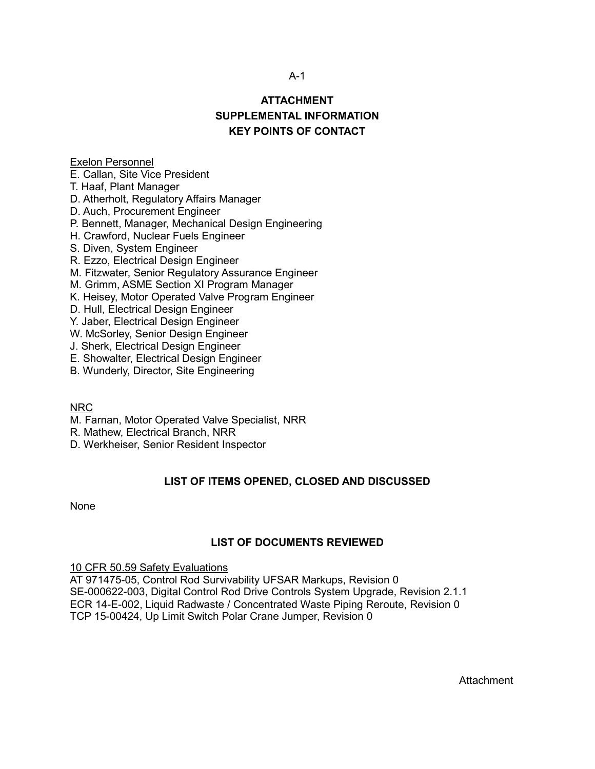# ATTACHMENT
# SUPPLEMENTAL INFORMATION
# KEY POINTS OF CONTACT

Exelon Personnel

E. Callan, Site Vice President
T. Haaf, Plant Manager
D. Atherholt, Regulatory Affairs Manager
D. Auch, Procurement Engineer
P. Bennett, Manager, Mechanical Design Engineering
H. Crawford, Nuclear Fuels Engineer
S. Diven, System Engineer
R. Ezzo, Electrical Design Engineer
M. Fitzwater, Senior Regulatory Assurance Engineer
M. Grimm, ASME Section XI Program Manager
K. Heisey, Motor Operated Valve Program Engineer
D. Hull, Electrical Design Engineer
Y. Jaber, Electrical Design Engineer
W. McSorley, Senior Design Engineer
J. Sherk, Electrical Design Engineer
E. Showalter, Electrical Design Engineer
B. Wunderly, Director, Site Engineering

NRC

M. Farnan, Motor Operated Valve Specialist, NRR
R. Mathew, Electrical Branch, NRR
D. Werkheiser, Senior Resident Inspector

## LIST OF ITEMS OPENED, CLOSED AND DISCUSSED

None

## LIST OF DOCUMENTS REVIEWED

10 CFR 50.59 Safety Evaluations

AT 971475-05, Control Rod Survivability UFSAR Markups, Revision 0
SE-000622-003, Digital Control Rod Drive Controls System Upgrade, Revision 2.1.1
ECR 14-E-002, Liquid Radwaste / Concentrated Waste Piping Reroute, Revision 0
TCP 15-00424, Up Limit Switch Polar Crane Jumper, Revision 0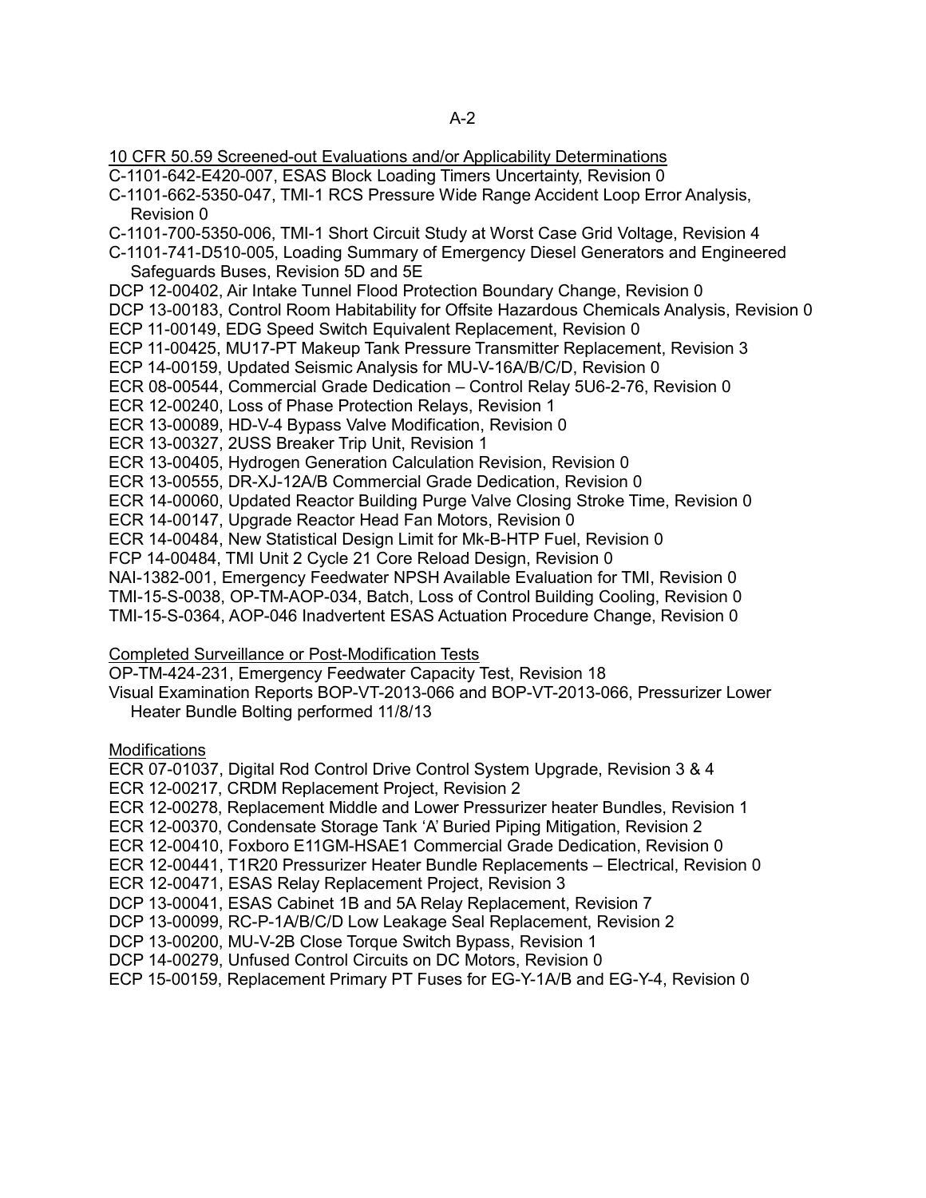10 CFR 50.59 Screened-out Evaluations and/or Applicability Determinations

C-1101-642-E420-007, ESAS Block Loading Timers Uncertainty, Revision 0
C-1101-662-5350-047, TMI-1 RCS Pressure Wide Range Accident Loop Error Analysis, Revision 0
C-1101-700-5350-006, TMI-1 Short Circuit Study at Worst Case Grid Voltage, Revision 4
C-1101-741-D510-005, Loading Summary of Emergency Diesel Generators and Engineered Safeguards Buses, Revision 5D and 5E
DCP 12-00402, Air Intake Tunnel Flood Protection Boundary Change, Revision 0
DCP 13-00183, Control Room Habitability for Offsite Hazardous Chemicals Analysis, Revision 0
ECP 11-00149, EDG Speed Switch Equivalent Replacement, Revision 0
ECP 11-00425, MU17-PT Makeup Tank Pressure Transmitter Replacement, Revision 3
ECP 14-00159, Updated Seismic Analysis for MU-V-16A/B/C/D, Revision 0
ECR 08-00544, Commercial Grade Dedication – Control Relay 5U6-2-76, Revision 0
ECR 12-00240, Loss of Phase Protection Relays, Revision 1
ECR 13-00089, HD-V-4 Bypass Valve Modification, Revision 0
ECR 13-00327, 2USS Breaker Trip Unit, Revision 1
ECR 13-00405, Hydrogen Generation Calculation Revision, Revision 0
ECR 13-00555, DR-XJ-12A/B Commercial Grade Dedication, Revision 0
ECR 14-00060, Updated Reactor Building Purge Valve Closing Stroke Time, Revision 0
ECR 14-00147, Upgrade Reactor Head Fan Motors, Revision 0
ECR 14-00484, New Statistical Design Limit for Mk-B-HTP Fuel, Revision 0
FCP 14-00484, TMI Unit 2 Cycle 21 Core Reload Design, Revision 0
NAI-1382-001, Emergency Feedwater NPSH Available Evaluation for TMI, Revision 0
TMI-15-S-0038, OP-TM-AOP-034, Batch, Loss of Control Building Cooling, Revision 0
TMI-15-S-0364, AOP-046 Inadvertent ESAS Actuation Procedure Change, Revision 0

Completed Surveillance or Post-Modification Tests

OP-TM-424-231, Emergency Feedwater Capacity Test, Revision 18
Visual Examination Reports BOP-VT-2013-066 and BOP-VT-2013-066, Pressurizer Lower Heater Bundle Bolting performed 11/8/13

Modifications

ECR 07-01037, Digital Rod Control Drive Control System Upgrade, Revision 3 & 4
ECR 12-00217, CRDM Replacement Project, Revision 2
ECR 12-00278, Replacement Middle and Lower Pressurizer heater Bundles, Revision 1
ECR 12-00370, Condensate Storage Tank 'A' Buried Piping Mitigation, Revision 2
ECR 12-00410, Foxboro E11GM-HSAE1 Commercial Grade Dedication, Revision 0
ECR 12-00441, T1R20 Pressurizer Heater Bundle Replacements – Electrical, Revision 0
ECR 12-00471, ESAS Relay Replacement Project, Revision 3
DCP 13-00041, ESAS Cabinet 1B and 5A Relay Replacement, Revision 7
DCP 13-00099, RC-P-1A/B/C/D Low Leakage Seal Replacement, Revision 2
DCP 13-00200, MU-V-2B Close Torque Switch Bypass, Revision 1
DCP 14-00279, Unfused Control Circuits on DC Motors, Revision 0
ECP 15-00159, Replacement Primary PT Fuses for EG-Y-1A/B and EG-Y-4, Revision 0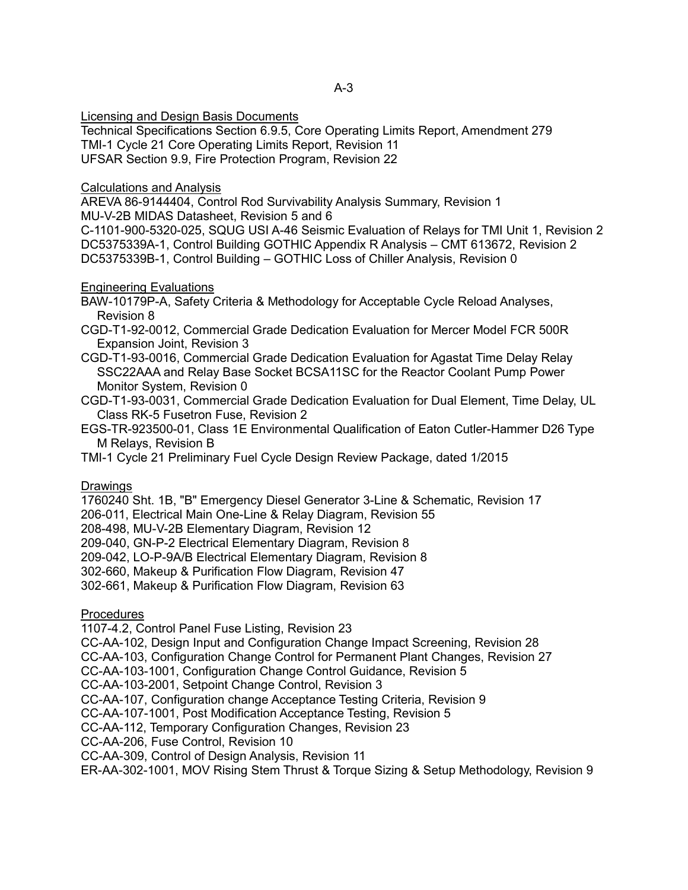Licensing and Design Basis Documents

Technical Specifications Section 6.9.5, Core Operating Limits Report, Amendment 279
TMI-1 Cycle 21 Core Operating Limits Report, Revision 11
UFSAR Section 9.9, Fire Protection Program, Revision 22

Calculations and Analysis

AREVA 86-9144404, Control Rod Survivability Analysis Summary, Revision 1
MU-V-2B MIDAS Datasheet, Revision 5 and 6
C-1101-900-5320-025, SQUG USI A-46 Seismic Evaluation of Relays for TMI Unit 1, Revision 2
DC5375339A-1, Control Building GOTHIC Appendix R Analysis – CMT 613672, Revision 2
DC5375339B-1, Control Building – GOTHIC Loss of Chiller Analysis, Revision 0

Engineering Evaluations

BAW-10179P-A, Safety Criteria & Methodology for Acceptable Cycle Reload Analyses, Revision 8
CGD-T1-92-0012, Commercial Grade Dedication Evaluation for Mercer Model FCR 500R Expansion Joint, Revision 3
CGD-T1-93-0016, Commercial Grade Dedication Evaluation for Agastat Time Delay Relay SSC22AAA and Relay Base Socket BCSA11SC for the Reactor Coolant Pump Power Monitor System, Revision 0
CGD-T1-93-0031, Commercial Grade Dedication Evaluation for Dual Element, Time Delay, UL Class RK-5 Fusetron Fuse, Revision 2
EGS-TR-923500-01, Class 1E Environmental Qualification of Eaton Cutler-Hammer D26 Type M Relays, Revision B
TMI-1 Cycle 21 Preliminary Fuel Cycle Design Review Package, dated 1/2015

Drawings

1760240 Sht. 1B, "B" Emergency Diesel Generator 3-Line & Schematic, Revision 17
206-011, Electrical Main One-Line & Relay Diagram, Revision 55
208-498, MU-V-2B Elementary Diagram, Revision 12
209-040, GN-P-2 Electrical Elementary Diagram, Revision 8
209-042, LO-P-9A/B Electrical Elementary Diagram, Revision 8
302-660, Makeup & Purification Flow Diagram, Revision 47
302-661, Makeup & Purification Flow Diagram, Revision 63

Procedures

1107-4.2, Control Panel Fuse Listing, Revision 23
CC-AA-102, Design Input and Configuration Change Impact Screening, Revision 28
CC-AA-103, Configuration Change Control for Permanent Plant Changes, Revision 27
CC-AA-103-1001, Configuration Change Control Guidance, Revision 5
CC-AA-103-2001, Setpoint Change Control, Revision 3
CC-AA-107, Configuration change Acceptance Testing Criteria, Revision 9
CC-AA-107-1001, Post Modification Acceptance Testing, Revision 5
CC-AA-112, Temporary Configuration Changes, Revision 23
CC-AA-206, Fuse Control, Revision 10
CC-AA-309, Control of Design Analysis, Revision 11
ER-AA-302-1001, MOV Rising Stem Thrust & Torque Sizing & Setup Methodology, Revision 9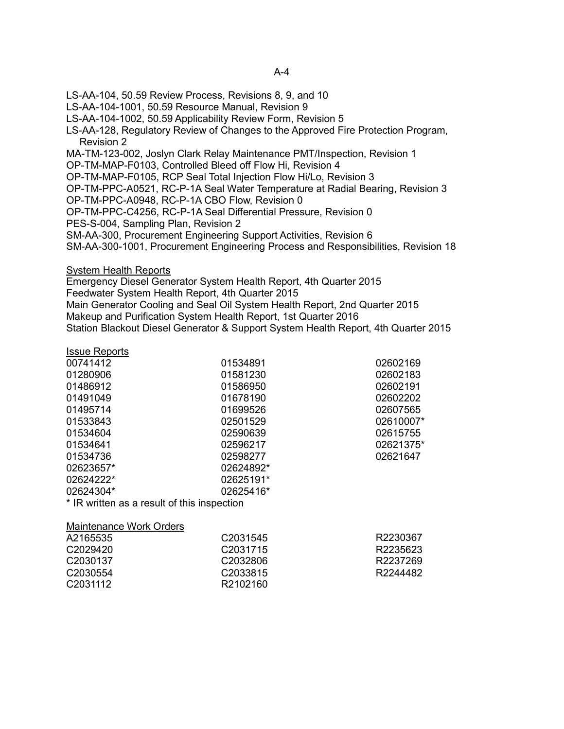LS-AA-104, 50.59 Review Process, Revisions 8, 9, and 10
LS-AA-104-1001, 50.59 Resource Manual, Revision 9
LS-AA-104-1002, 50.59 Applicability Review Form, Revision 5
LS-AA-128, Regulatory Review of Changes to the Approved Fire Protection Program, Revision 2
MA-TM-123-002, Joslyn Clark Relay Maintenance PMT/Inspection, Revision 1
OP-TM-MAP-F0103, Controlled Bleed off Flow Hi, Revision 4
OP-TM-MAP-F0105, RCP Seal Total Injection Flow Hi/Lo, Revision 3
OP-TM-PPC-A0521, RC-P-1A Seal Water Temperature at Radial Bearing, Revision 3
OP-TM-PPC-A0948, RC-P-1A CBO Flow, Revision 0
OP-TM-PPC-C4256, RC-P-1A Seal Differential Pressure, Revision 0
PES-S-004, Sampling Plan, Revision 2
SM-AA-300, Procurement Engineering Support Activities, Revision 6
SM-AA-300-1001, Procurement Engineering Process and Responsibilities, Revision 18

<u>System Health Reports</u>

Emergency Diesel Generator System Health Report, 4th Quarter 2015
Feedwater System Health Report, 4th Quarter 2015
Main Generator Cooling and Seal Oil System Health Report, 2nd Quarter 2015
Makeup and Purification System Health Report, 1st Quarter 2016
Station Blackout Diesel Generator & Support System Health Report, 4th Quarter 2015

<u>Issue Reports</u>

| | | |
|---|---|---|
| 00741412 | 01534891 | 02602169 |
| 01280906 | 01581230 | 02602183 |
| 01486912 | 01586950 | 02602191 |
| 01491049 | 01678190 | 02602202 |
| 01495714 | 01699526 | 02607565 |
| 01533843 | 02501529 | 02610007* |
| 01534604 | 02590639 | 02615755 |
| 01534641 | 02596217 | 02621375* |
| 01534736 | 02598277 | 02621647 |
| 02623657* | 02624892* | |
| 02624222* | 02625191* | |
| 02624304* | 02625416* | |

* IR written as a result of this inspection

<u>Maintenance Work Orders</u>

| | | |
|---|---|---|
| A2165535 | C2031545 | R2230367 |
| C2029420 | C2031715 | R2235623 |
| C2030137 | C2032806 | R2237269 |
| C2030554 | C2033815 | R2244482 |
| C2031112 | R2102160 | |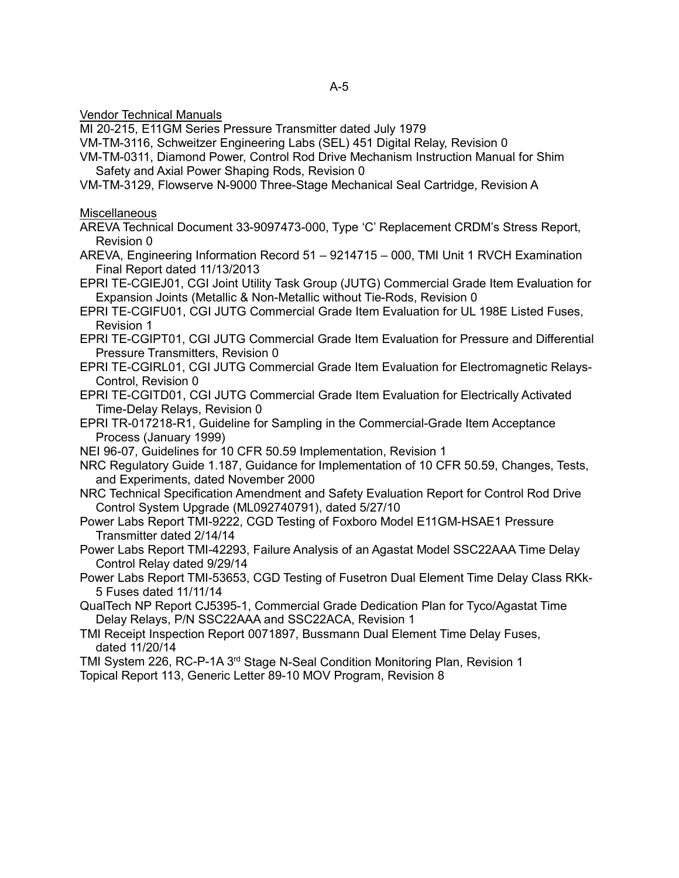Vendor Technical Manuals

MI 20-215, E11GM Series Pressure Transmitter dated July 1979

VM-TM-3116, Schweitzer Engineering Labs (SEL) 451 Digital Relay, Revision 0

VM-TM-0311, Diamond Power, Control Rod Drive Mechanism Instruction Manual for Shim Safety and Axial Power Shaping Rods, Revision 0

VM-TM-3129, Flowserve N-9000 Three-Stage Mechanical Seal Cartridge, Revision A

Miscellaneous

AREVA Technical Document 33-9097473-000, Type 'C' Replacement CRDM's Stress Report, Revision 0

AREVA, Engineering Information Record 51 – 9214715 – 000, TMI Unit 1 RVCH Examination Final Report dated 11/13/2013

EPRI TE-CGIEJ01, CGI Joint Utility Task Group (JUTG) Commercial Grade Item Evaluation for Expansion Joints (Metallic & Non-Metallic without Tie-Rods, Revision 0

EPRI TE-CGIFU01, CGI JUTG Commercial Grade Item Evaluation for UL 198E Listed Fuses, Revision 1

EPRI TE-CGIPT01, CGI JUTG Commercial Grade Item Evaluation for Pressure and Differential Pressure Transmitters, Revision 0

EPRI TE-CGIRL01, CGI JUTG Commercial Grade Item Evaluation for Electromagnetic Relays-Control, Revision 0

EPRI TE-CGITD01, CGI JUTG Commercial Grade Item Evaluation for Electrically Activated Time-Delay Relays, Revision 0

EPRI TR-017218-R1, Guideline for Sampling in the Commercial-Grade Item Acceptance Process (January 1999)

NEI 96-07, Guidelines for 10 CFR 50.59 Implementation, Revision 1

NRC Regulatory Guide 1.187, Guidance for Implementation of 10 CFR 50.59, Changes, Tests, and Experiments, dated November 2000

NRC Technical Specification Amendment and Safety Evaluation Report for Control Rod Drive Control System Upgrade (ML092740791), dated 5/27/10

Power Labs Report TMI-9222, CGD Testing of Foxboro Model E11GM-HSAE1 Pressure Transmitter dated 2/14/14

Power Labs Report TMI-42293, Failure Analysis of an Agastat Model SSC22AAA Time Delay Control Relay dated 9/29/14

Power Labs Report TMI-53653, CGD Testing of Fusetron Dual Element Time Delay Class RKk-5 Fuses dated 11/11/14

QualTech NP Report CJ5395-1, Commercial Grade Dedication Plan for Tyco/Agastat Time Delay Relays, P/N SSC22AAA and SSC22ACA, Revision 1

TMI Receipt Inspection Report 0071897, Bussmann Dual Element Time Delay Fuses, dated 11/20/14

TMI System 226, RC-P-1A 3rd Stage N-Seal Condition Monitoring Plan, Revision 1

Topical Report 113, Generic Letter 89-10 MOV Program, Revision 8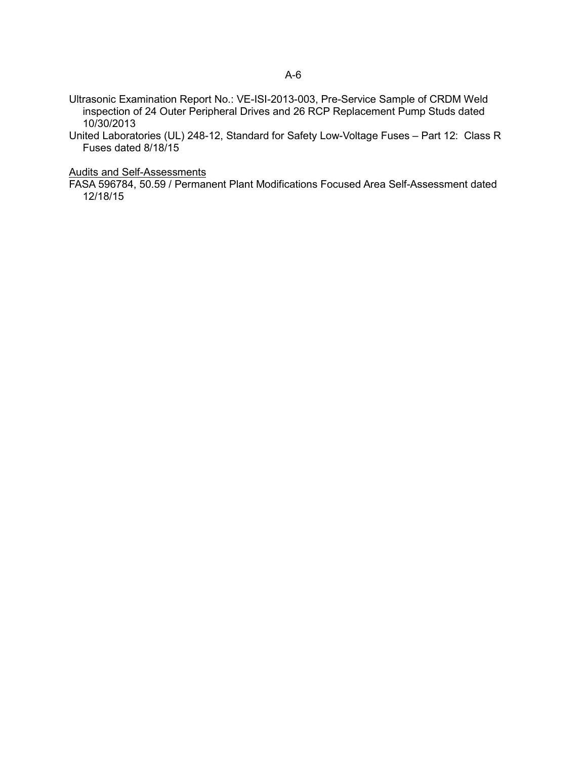Ultrasonic Examination Report No.: VE-ISI-2013-003, Pre-Service Sample of CRDM Weld inspection of 24 Outer Peripheral Drives and 26 RCP Replacement Pump Studs dated 10/30/2013

United Laboratories (UL) 248-12, Standard for Safety Low-Voltage Fuses – Part 12: Class R Fuses dated 8/18/15

Audits and Self-Assessments

FASA 596784, 50.59 / Permanent Plant Modifications Focused Area Self-Assessment dated 12/18/15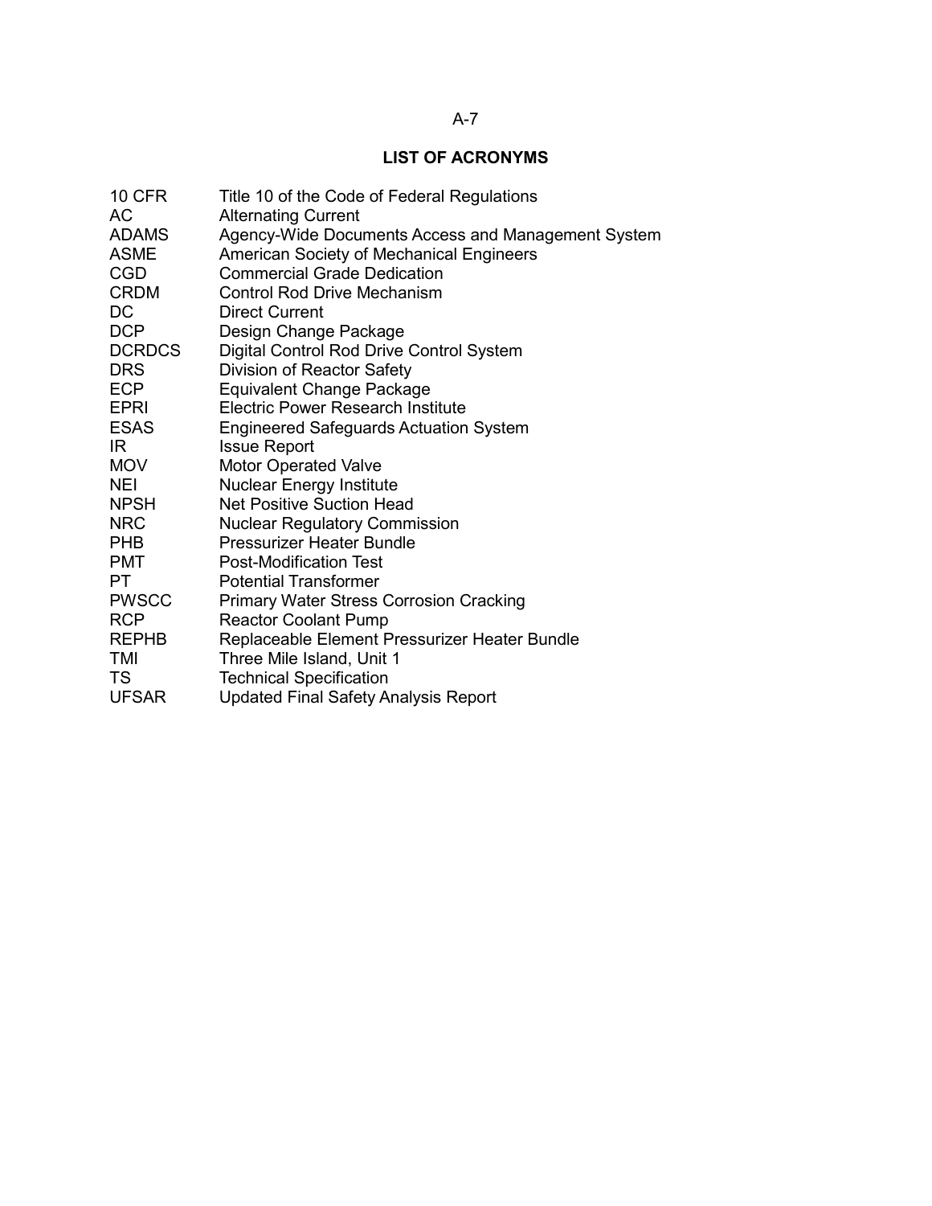## LIST OF ACRONYMS

| | |
|---|---|
| 10 CFR | Title 10 of the Code of Federal Regulations |
| AC | Alternating Current |
| ADAMS | Agency-Wide Documents Access and Management System |
| ASME | American Society of Mechanical Engineers |
| CGD | Commercial Grade Dedication |
| CRDM | Control Rod Drive Mechanism |
| DC | Direct Current |
| DCP | Design Change Package |
| DCRDCS | Digital Control Rod Drive Control System |
| DRS | Division of Reactor Safety |
| ECP | Equivalent Change Package |
| EPRI | Electric Power Research Institute |
| ESAS | Engineered Safeguards Actuation System |
| IR | Issue Report |
| MOV | Motor Operated Valve |
| NEI | Nuclear Energy Institute |
| NPSH | Net Positive Suction Head |
| NRC | Nuclear Regulatory Commission |
| PHB | Pressurizer Heater Bundle |
| PMT | Post-Modification Test |
| PT | Potential Transformer |
| PWSCC | Primary Water Stress Corrosion Cracking |
| RCP | Reactor Coolant Pump |
| REPHB | Replaceable Element Pressurizer Heater Bundle |
| TMI | Three Mile Island, Unit 1 |
| TS | Technical Specification |
| UFSAR | Updated Final Safety Analysis Report |